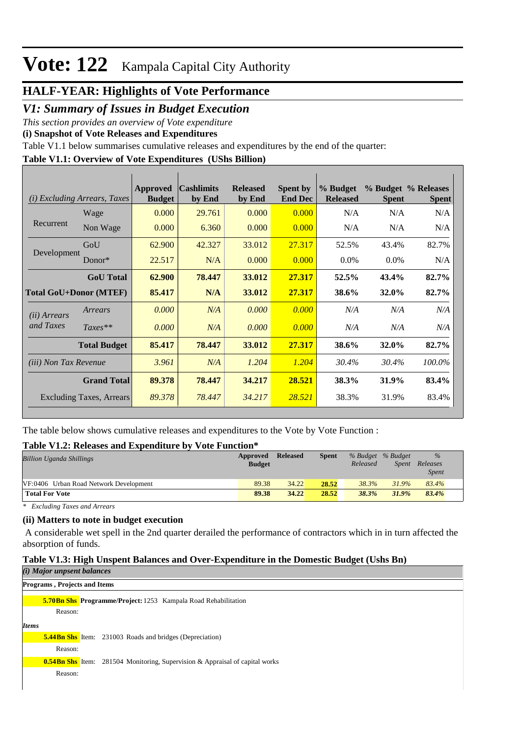# Vote: 122 Kampala Capital City Authority

## HALF-YEAR: Highlights of Vote Performance

## *V1: Summary of Issues in Budget Execution*

*This section provides an overview of Vote expenditure*

**(i) Snapshot of Vote Releases and Expenditures**

Table V1.1 below summarises cumulative releases and expenditures by the end of the quarter:

**Table V1.1: Overview of Vote Expenditures (UShs Billion)**

| *(i) Excluding Arrears, Taxes* | | Approved Budget | Cashlimits by End | Released by End | Spent by End Dec | % Budget Released | % Budget Spent | % Releases Spent |
|---|---|---|---|---|---|---|---|---|
| Recurrent | Wage | 0.000 | 29.761 | 0.000 | 0.000 | N/A | N/A | N/A |
| | Non Wage | 0.000 | 6.360 | 0.000 | 0.000 | N/A | N/A | N/A |
| Development | GoU | 62.900 | 42.327 | 33.012 | 27.317 | 52.5% | 43.4% | 82.7% |
| | Donor* | 22.517 | N/A | 0.000 | 0.000 | 0.0% | 0.0% | N/A |
| | **GoU Total** | **62.900** | **78.447** | **33.012** | **27.317** | **52.5%** | **43.4%** | **82.7%** |
| **Total GoU+Donor (MTEF)** | | **85.417** | **N/A** | **33.012** | **27.317** | **38.6%** | **32.0%** | **82.7%** |
| *(ii) Arrears and Taxes* | *Arrears* | *0.000* | *N/A* | *0.000* | *0.000* | *N/A* | *N/A* | *N/A* |
| | *Taxes*** | *0.000* | *N/A* | *0.000* | *0.000* | *N/A* | *N/A* | *N/A* |
| | **Total Budget** | **85.417** | **78.447** | **33.012** | **27.317** | **38.6%** | **32.0%** | **82.7%** |
| *(iii) Non Tax Revenue* | | *3.961* | *N/A* | *1.204* | *1.204* | *30.4%* | *30.4%* | *100.0%* |
| | **Grand Total** | **89.378** | **78.447** | **34.217** | **28.521** | **38.3%** | **31.9%** | **83.4%** |
| | Excluding Taxes, Arrears | *89.378* | *78.447* | *34.217* | *28.521* | 38.3% | 31.9% | 83.4% |

The table below shows cumulative releases and expenditures to the Vote by Vote Function :

**Table V1.2: Releases and Expenditure by Vote Function***

| *Billion Uganda Shillings* | Approved Budget | Released | Spent | *% Budget Released* | *% Budget Spent* | *% Releases Spent* |
|---|---|---|---|---|---|---|
| VF:0406 Urban Road Network Development | 89.38 | 34.22 | 28.52 | 38.3% | 31.9% | 83.4% |
| **Total For Vote** | **89.38** | **34.22** | **28.52** | **38.3%** | **31.9%** | **83.4%** |

*\* Excluding Taxes and Arrears*

**(ii) Matters to note in budget execution**

A considerable wet spell in the 2nd quarter derailed the performance of contractors which in in turn affected the absorption of funds.

**Table V1.3: High Unspent Balances and Over-Expenditure in the Domestic Budget (Ushs Bn)**

***(i) Major unpsent balances***

**Programs , Projects and Items**

**5.70Bn Shs** **Programme/Project:** 1253 Kampala Road Rehabilitation

Reason:

***Items***

**5.44Bn Shs** Item: 231003 Roads and bridges (Depreciation)

Reason:

**0.54Bn Shs** Item: 281504 Monitoring, Supervision & Appraisal of capital works

Reason: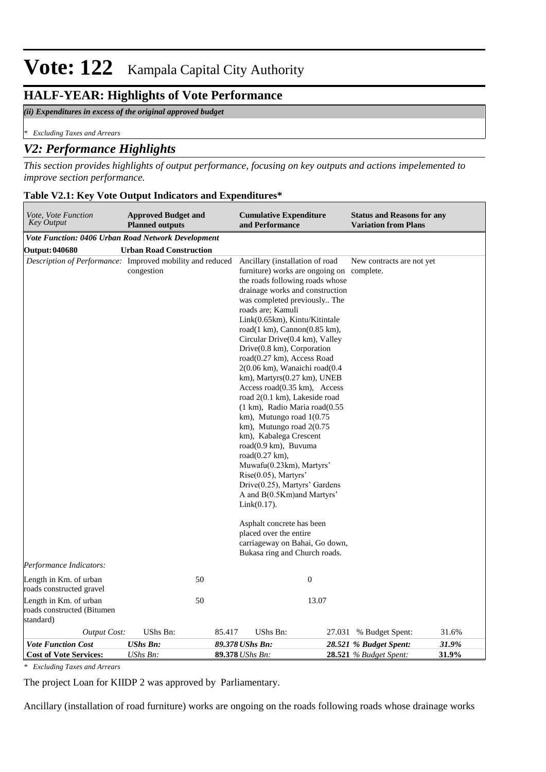# Vote: 122 Kampala Capital City Authority

## HALF-YEAR: Highlights of Vote Performance

*(ii) Expenditures in excess of the original approved budget*

*\* Excluding Taxes and Arrears*

## *V2: Performance Highlights*

*This section provides highlights of output performance, focusing on key outputs and actions impelemented to improve section performance.*

**Table V2.1: Key Vote Output Indicators and Expenditures\***

| *Vote, Vote Function Key Output* | **Approved Budget and Planned outputs** | | **Cumulative Expenditure and Performance** | | **Status and Reasons for any Variation from Plans** | |
|---|---|---|---|---|---|---|
| ***Vote Function: 0406 Urban Road Network Development*** | | | | | | |
| **Output: 040680** | **Urban Road Construction** | | | | | |
| *Description of Performance:* | Improved mobility and reduced congestion | | Ancillary (installation of road furniture) works are ongoing on the roads following roads whose drainage works and construction was completed previously.. The roads are; Kamuli Link(0.65km), Kintu/Kitintale road(1 km), Cannon(0.85 km), Circular Drive(0.4 km), Valley Drive(0.8 km), Corporation road(0.27 km), Access Road 2(0.06 km), Wanaichi road(0.4 km), Martyrs(0.27 km), UNEB Access road(0.35 km), Access road 2(0.1 km), Lakeside road (1 km), Radio Maria road(0.55 km), Mutungo road 1(0.75 km), Mutungo road 2(0.75 km), Kabalega Crescent road(0.9 km), Buvuma road(0.27 km), Muwafu(0.23km), Martyrs' Rise(0.05), Martyrs' Drive(0.25), Martyrs' Gardens A and B(0.5Km)and Martyrs' Link(0.17).<br><br>Asphalt concrete has been placed over the entire carriageway on Bahai, Go down, Bukasa ring and Church roads. | | New contracts are not yet complete. | |
| *Performance Indicators:* | | | | | | |
| Length in Km. of urban roads constructed gravel | | 50 | | 0 | | |
| Length in Km. of urban roads constructed (Bitumen standard) | | 50 | | 13.07 | | |
| *Output Cost:* | UShs Bn: | 85.417 | UShs Bn: | 27.031 | % Budget Spent: | 31.6% |
| ***Vote Function Cost*** | ***UShs Bn:*** | ***89.378*** | ***UShs Bn:*** | ***28.521*** | ***% Budget Spent:*** | ***31.9%*** |
| **Cost of Vote Services:** | *UShs Bn:* | **89.378** | *UShs Bn:* | **28.521** | *% Budget Spent:* | **31.9%** |

*\* Excluding Taxes and Arrears*

The project Loan for KIIDP 2 was approved by Parliamentary.

Ancillary (installation of road furniture) works are ongoing on the roads following roads whose drainage works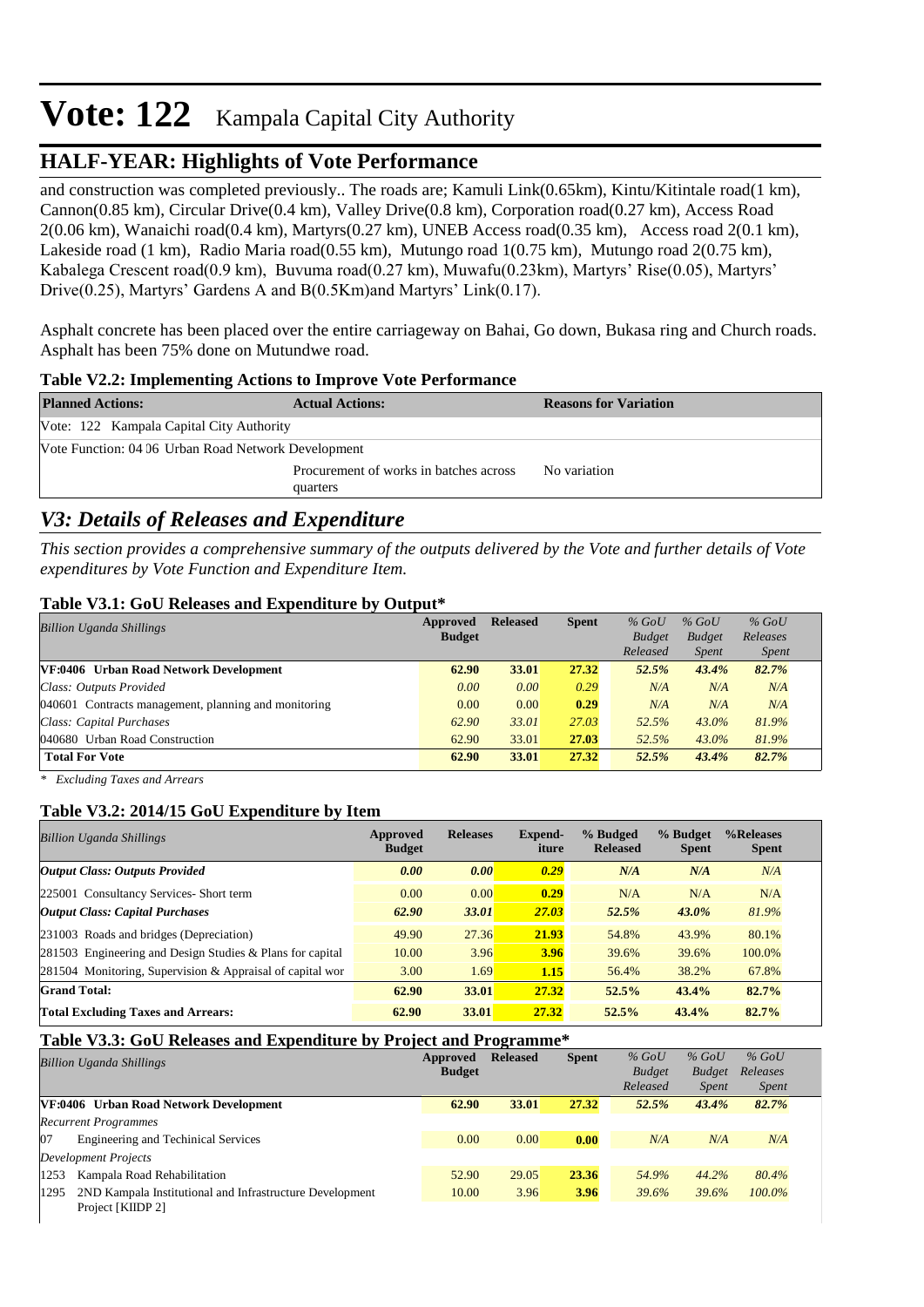and construction was completed previously.. The roads are; Kamuli Link(0.65km), Kintu/Kitintale road(1 km), Cannon(0.85 km), Circular Drive(0.4 km), Valley Drive(0.8 km), Corporation road(0.27 km), Access Road 2(0.06 km), Wanaichi road(0.4 km), Martyrs(0.27 km), UNEB Access road(0.35 km), Access road 2(0.1 km), Lakeside road (1 km), Radio Maria road(0.55 km), Mutungo road 1(0.75 km), Mutungo road 2(0.75 km), Kabalega Crescent road(0.9 km), Buvuma road(0.27 km), Muwafu(0.23km), Martyrs' Rise(0.05), Martyrs' Drive(0.25), Martyrs' Gardens A and B(0.5Km)and Martyrs' Link(0.17).

Asphalt concrete has been placed over the entire carriageway on Bahai, Go down, Bukasa ring and Church roads. Asphalt has been 75% done on Mutundwe road.

**Table V2.2: Implementing Actions to Improve Vote Performance**

| Planned Actions: | Actual Actions: | Reasons for Variation |
|---|---|---|
| Vote: 122 Kampala Capital City Authority | | |
| Vote Function: 04 06 Urban Road Network Development | | |
| | Procurement of works in batches across quarters | No variation |

## *V3: Details of Releases and Expenditure*

*This section provides a comprehensive summary of the outputs delivered by the Vote and further details of Vote expenditures by Vote Function and Expenditure Item.*

**Table V3.1: GoU Releases and Expenditure by Output***

| *Billion Uganda Shillings* | Approved Budget | Released | Spent | *% GoU Budget Released* | *% GoU Budget Spent* | *% GoU Releases Spent* |
|---|---|---|---|---|---|---|
| **VF:0406 Urban Road Network Development** | **62.90** | **33.01** | **27.32** | ***52.5%*** | ***43.4%*** | ***82.7%*** |
| *Class: Outputs Provided* | *0.00* | *0.00* | *0.29* | *N/A* | *N/A* | *N/A* |
| 040601 Contracts management, planning and monitoring | 0.00 | 0.00 | **0.29** | *N/A* | *N/A* | *N/A* |
| *Class: Capital Purchases* | *62.90* | *33.01* | *27.03* | *52.5%* | *43.0%* | *81.9%* |
| 040680 Urban Road Construction | 62.90 | 33.01 | **27.03** | *52.5%* | *43.0%* | *81.9%* |
| **Total For Vote** | **62.90** | **33.01** | **27.32** | ***52.5%*** | ***43.4%*** | ***82.7%*** |

*\* Excluding Taxes and Arrears*

**Table V3.2: 2014/15 GoU Expenditure by Item**

| *Billion Uganda Shillings* | Approved Budget | Releases | Expend-iture | % Budged Released | % Budget Spent | %Releases Spent |
|---|---|---|---|---|---|---|
| ***Output Class: Outputs Provided*** | ***0.00*** | ***0.00*** | ***0.29*** | ***N/A*** | ***N/A*** | *N/A* |
| 225001 Consultancy Services- Short term | 0.00 | 0.00 | **0.29** | N/A | N/A | N/A |
| ***Output Class: Capital Purchases*** | ***62.90*** | ***33.01*** | ***27.03*** | ***52.5%*** | ***43.0%*** | *81.9%* |
| 231003 Roads and bridges (Depreciation) | 49.90 | 27.36 | **21.93** | 54.8% | 43.9% | 80.1% |
| 281503 Engineering and Design Studies & Plans for capital | 10.00 | 3.96 | **3.96** | 39.6% | 39.6% | 100.0% |
| 281504 Monitoring, Supervision & Appraisal of capital wor | 3.00 | 1.69 | **1.15** | 56.4% | 38.2% | 67.8% |
| **Grand Total:** | **62.90** | **33.01** | **27.32** | **52.5%** | **43.4%** | **82.7%** |
| **Total Excluding Taxes and Arrears:** | **62.90** | **33.01** | **27.32** | **52.5%** | **43.4%** | **82.7%** |

**Table V3.3: GoU Releases and Expenditure by Project and Programme***

| *Billion Uganda Shillings* | Approved Budget | Released | Spent | *% GoU Budget Released* | *% GoU Budget Spent* | *% GoU Releases Spent* |
|---|---|---|---|---|---|---|
| **VF:0406 Urban Road Network Development** | **62.90** | **33.01** | **27.32** | ***52.5%*** | ***43.4%*** | ***82.7%*** |
| *Recurrent Programmes* | | | | | | |
| 07 Engineering and Techinical Services | 0.00 | 0.00 | **0.00** | *N/A* | *N/A* | *N/A* |
| *Development Projects* | | | | | | |
| 1253 Kampala Road Rehabilitation | 52.90 | 29.05 | **23.36** | *54.9%* | *44.2%* | *80.4%* |
| 1295 2ND Kampala Institutional and Infrastructure Development Project [KIIDP 2] | 10.00 | 3.96 | **3.96** | *39.6%* | *39.6%* | *100.0%* |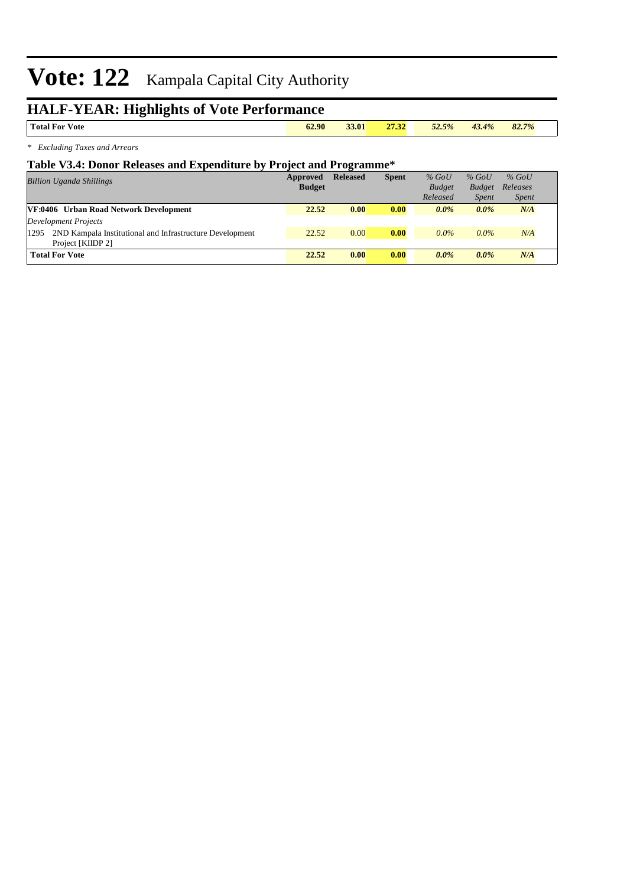# Vote: 122 Kampala Capital City Authority

## HALF-YEAR: Highlights of Vote Performance

| | | | | | | |
|---|---|---|---|---|---|---|
| **Total For Vote** | **62.90** | **33.01** | **27.32** | ***52.5%*** | ***43.4%*** | ***82.7%*** |

*\* Excluding Taxes and Arrears*

### Table V3.4: Donor Releases and Expenditure by Project and Programme*

| *Billion Uganda Shillings* | **Approved Budget** | **Released** | **Spent** | *% GoU Budget Released* | *% GoU Budget Spent* | *% GoU Releases Spent* |
|---|---|---|---|---|---|---|
| **VF:0406 Urban Road Network Development** | **22.52** | **0.00** | **0.00** | ***0.0%*** | ***0.0%*** | ***N/A*** |
| *Development Projects* | | | | | | |
| 1295 2ND Kampala Institutional and Infrastructure Development Project [KIIDP 2] | 22.52 | 0.00 | **0.00** | *0.0%* | *0.0%* | *N/A* |
| **Total For Vote** | **22.52** | **0.00** | **0.00** | ***0.0%*** | ***0.0%*** | ***N/A*** |